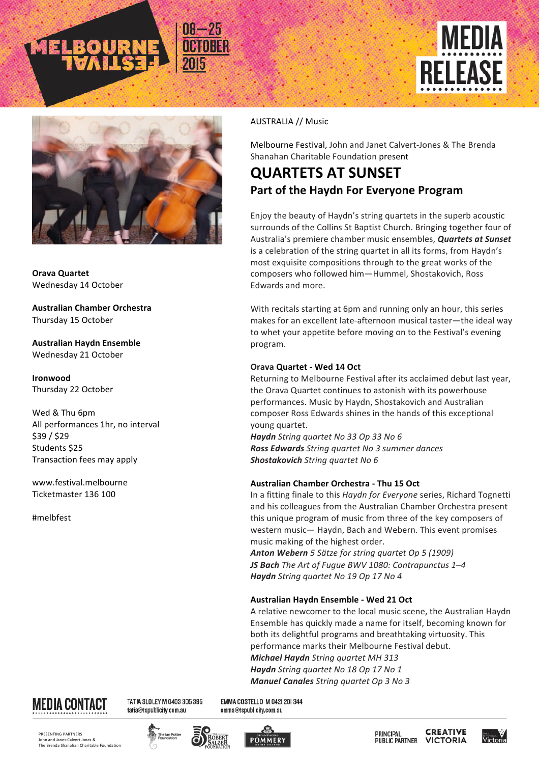MELBOURNE FESTIVAL

08–25 OCTOBER 2015

# MEDIA RELEASE

**Orava Quartet**
Wednesday 14 October

**Australian Chamber Orchestra**
Thursday 15 October

**Australian Haydn Ensemble**
Wednesday 21 October

**Ironwood**
Thursday 22 October

Wed & Thu 6pm
All performances 1hr, no interval
$39 / $29
Students $25
Transaction fees may apply

www.festival.melbourne
Ticketmaster 136 100

#melbfest

AUSTRALIA // Music

Melbourne Festival, John and Janet Calvert-Jones & The Brenda Shanahan Charitable Foundation present

# QUARTETS AT SUNSET

## Part of the Haydn For Everyone Program

Enjoy the beauty of Haydn's string quartets in the superb acoustic surrounds of the Collins St Baptist Church. Bringing together four of Australia's premiere chamber music ensembles, ***Quartets at Sunset*** is a celebration of the string quartet in all its forms, from Haydn's most exquisite compositions through to the great works of the composers who followed him—Hummel, Shostakovich, Ross Edwards and more.

With recitals starting at 6pm and running only an hour, this series makes for an excellent late-afternoon musical taster—the ideal way to whet your appetite before moving on to the Festival's evening program.

**Orava Quartet - Wed 14 Oct**

Returning to Melbourne Festival after its acclaimed debut last year, the Orava Quartet continues to astonish with its powerhouse performances. Music by Haydn, Shostakovich and Australian composer Ross Edwards shines in the hands of this exceptional young quartet.

***Haydn*** *String quartet No 33 Op 33 No 6*
***Ross Edwards*** *String quartet No 3 summer dances*
***Shostakovich*** *String quartet No 6*

**Australian Chamber Orchestra - Thu 15 Oct**

In a fitting finale to this *Haydn for Everyone* series, Richard Tognetti and his colleagues from the Australian Chamber Orchestra present this unique program of music from three of the key composers of western music— Haydn, Bach and Webern. This event promises music making of the highest order.

***Anton Webern*** *5 Sätze for string quartet Op 5 (1909)*
***JS Bach*** *The Art of Fugue BWV 1080: Contrapunctus 1–4*
***Haydn*** *String quartet No 19 Op 17 No 4*

**Australian Haydn Ensemble - Wed 21 Oct**

A relative newcomer to the local music scene, the Australian Haydn Ensemble has quickly made a name for itself, becoming known for both its delightful programs and breathtaking virtuosity. This performance marks their Melbourne Festival debut.

***Michael Haydn*** *String quartet MH 313*
***Haydn*** *String quartet No 18 Op 17 No 1*
***Manuel Canales*** *String quartet Op 3 No 3*

**MEDIA CONTACT**

TATIA SLOLEY M 0403 305 395
tatia@tspublicity.com.au

EMMA COSTELLO M 0421 201 344
emma@tspublicity.com.au

PRESENTING PARTNERS
John and Janet Calvert-Jones &
The Brenda Shanahan Charitable Foundation

The Ian Potter Foundation · The Robert Salzer Foundation · Champagne Pommery

PRINCIPAL PUBLIC PARTNER · CREATIVE VICTORIA · Victoria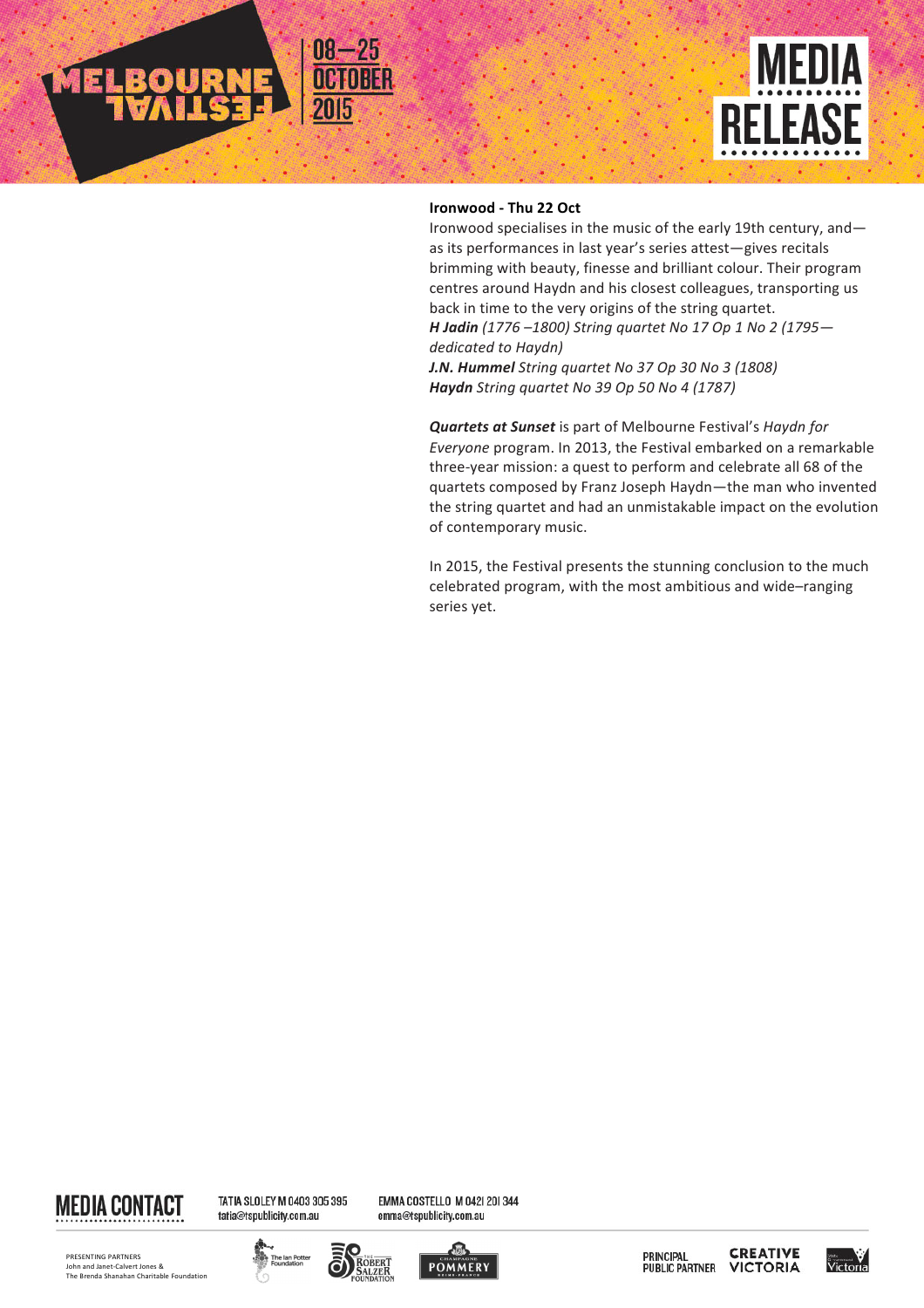**Ironwood - Thu 22 Oct**

Ironwood specialises in the music of the early 19th century, and—as its performances in last year's series attest—gives recitals brimming with beauty, finesse and brilliant colour. Their program centres around Haydn and his closest colleagues, transporting us back in time to the very origins of the string quartet.

***H Jadin** (1776 –1800) String quartet No 17 Op 1 No 2 (1795—dedicated to Haydn)*
***J.N. Hummel** String quartet No 37 Op 30 No 3 (1808)*
***Haydn** String quartet No 39 Op 50 No 4 (1787)*

***Quartets at Sunset*** is part of Melbourne Festival's *Haydn for Everyone* program. In 2013, the Festival embarked on a remarkable three-year mission: a quest to perform and celebrate all 68 of the quartets composed by Franz Joseph Haydn—the man who invented the string quartet and had an unmistakable impact on the evolution of contemporary music.

In 2015, the Festival presents the stunning conclusion to the much celebrated program, with the most ambitious and wide–ranging series yet.

**MEDIA CONTACT**

TATIA SLOLEY M 0403 305 395
tatia@tspublicity.com.au

EMMA COSTELLO M 0421 201 344
emma@tspublicity.com.au